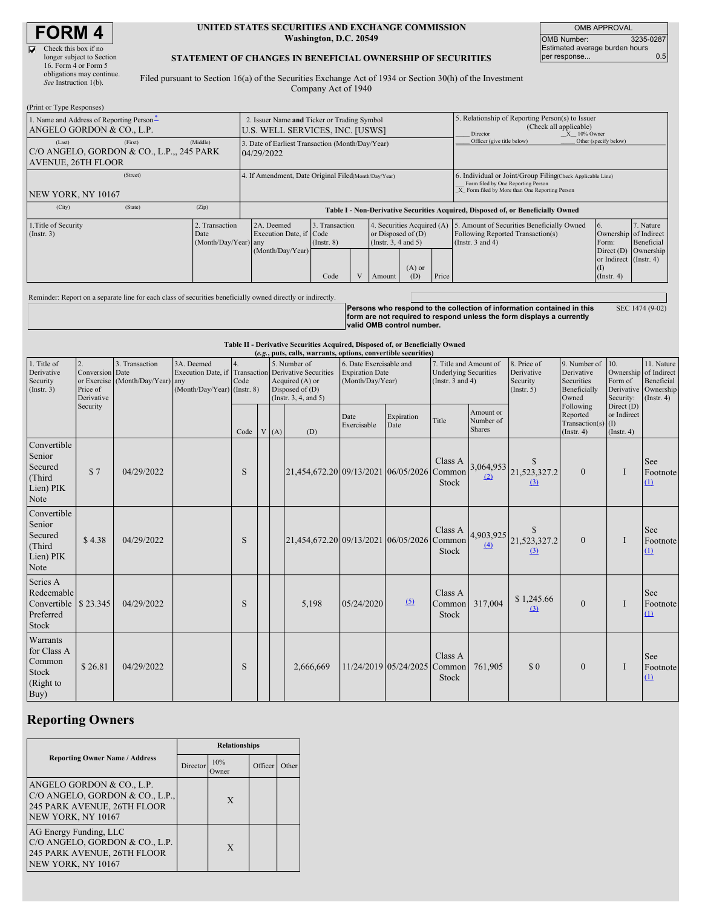# FORM 4

☑ Check this box if no longer subject to Section 16. Form 4 or Form 5 obligations may continue. *See* Instruction 1(b).

**UNITED STATES SECURITIES AND EXCHANGE COMMISSION**
**Washington, D.C. 20549**

**STATEMENT OF CHANGES IN BENEFICIAL OWNERSHIP OF SECURITIES**

Filed pursuant to Section 16(a) of the Securities Exchange Act of 1934 or Section 30(h) of the Investment Company Act of 1940

| OMB APPROVAL | |
|---|---|
| OMB Number: | 3235-0287 |
| Estimated average burden hours per response... | 0.5 |

(Print or Type Responses)

| 1. Name and Address of Reporting Person* | 2. Issuer Name and Ticker or Trading Symbol | 5. Relationship of Reporting Person(s) to Issuer (Check all applicable) |
|---|---|---|
| ANGELO GORDON & CO., L.P. | U.S. WELL SERVICES, INC. [USWS] | ___ Director _X_ 10% Owner ___ Officer (give title below) ___ Other (specify below) |
| (Last) (First) (Middle) C/O ANGELO, GORDON & CO., L.P.,, 245 PARK AVENUE, 26TH FLOOR | 3. Date of Earliest Transaction (Month/Day/Year) 04/29/2022 | |
| (Street) NEW YORK, NY 10167 | 4. If Amendment, Date Original Filed (Month/Day/Year) | 6. Individual or Joint/Group Filing (Check Applicable Line) ___ Form filed by One Reporting Person _X_ Form filed by More than One Reporting Person |
| (City) (State) (Zip) | | |

**Table I - Non-Derivative Securities Acquired, Disposed of, or Beneficially Owned**

| 1.Title of Security (Instr. 3) | 2. Transaction Date (Month/Day/Year) | 2A. Deemed Execution Date, if any (Month/Day/Year) | 3. Transaction Code (Instr. 8) | | 4. Securities Acquired (A) or Disposed of (D) (Instr. 3, 4 and 5) | | | 5. Amount of Securities Beneficially Owned Following Reported Transaction(s) (Instr. 3 and 4) | 6. Ownership Form: Direct (D) or Indirect (I) (Instr. 4) | 7. Nature of Indirect Beneficial Ownership (Instr. 4) |
|---|---|---|---|---|---|---|---|---|---|---|
| | | | Code | V | Amount | (A) or (D) | Price | | | |

Reminder: Report on a separate line for each class of securities beneficially owned directly or indirectly.

**Persons who respond to the collection of information contained in this form are not required to respond unless the form displays a currently valid OMB control number.** SEC 1474 (9-02)

**Table II - Derivative Securities Acquired, Disposed of, or Beneficially Owned**
**(*e.g.*, puts, calls, warrants, options, convertible securities)**

| 1. Title of Derivative Security (Instr. 3) | 2. Conversion or Exercise Price of Derivative Security | 3. Transaction Date (Month/Day/Year) | 3A. Deemed Execution Date, if any (Month/Day/Year) | 4. Transaction Code (Instr. 8) | | 5. Number of Derivative Securities Acquired (A) or Disposed of (D) (Instr. 3, 4, and 5) | | 6. Date Exercisable and Expiration Date (Month/Day/Year) | | 7. Title and Amount of Underlying Securities (Instr. 3 and 4) | | 8. Price of Derivative Security (Instr. 5) | 9. Number of Derivative Securities Beneficially Owned Following Reported Transaction(s) (Instr. 4) | 10. Ownership Form of Derivative Security: Direct (D) or Indirect (I) (Instr. 4) | 11. Nature of Indirect Beneficial Ownership (Instr. 4) |
|---|---|---|---|---|---|---|---|---|---|---|---|---|---|---|---|
| | | | | Code | V | (A) | (D) | Date Exercisable | Expiration Date | Title | Amount or Number of Shares | | | | |
| Convertible Senior Secured (Third Lien) PIK Note | $ 7 | 04/29/2022 | | S | | | 21,454,672.20 | 09/13/2021 | 06/05/2026 | Class A Common Stock | 3,064,953 (2) | $ 21,523,327.2 (3) | 0 | I | See Footnote (1) |
| Convertible Senior Secured (Third Lien) PIK Note | $ 4.38 | 04/29/2022 | | S | | | 21,454,672.20 | 09/13/2021 | 06/05/2026 | Class A Common Stock | 4,903,925 (4) | $ 21,523,327.2 (3) | 0 | I | See Footnote (1) |
| Series A Redeemable Convertible Preferred Stock | $ 23.345 | 04/29/2022 | | S | | | 5,198 | 05/24/2020 | (5) | Class A Common Stock | 317,004 | $ 1,245.66 (3) | 0 | I | See Footnote (1) |
| Warrants for Class A Common Stock (Right to Buy) | $ 26.81 | 04/29/2022 | | S | | | 2,666,669 | 11/24/2019 | 05/24/2025 | Class A Common Stock | 761,905 | $ 0 | 0 | I | See Footnote (1) |

## Reporting Owners

| Reporting Owner Name / Address | Relationships | | | |
|---|---|---|---|---|
| | Director | 10% Owner | Officer | Other |
| ANGELO GORDON & CO., L.P. C/O ANGELO, GORDON & CO., L.P., 245 PARK AVENUE, 26TH FLOOR NEW YORK, NY 10167 | | X | | |
| AG Energy Funding, LLC C/O ANGELO, GORDON & CO., L.P. 245 PARK AVENUE, 26TH FLOOR NEW YORK, NY 10167 | | X | | |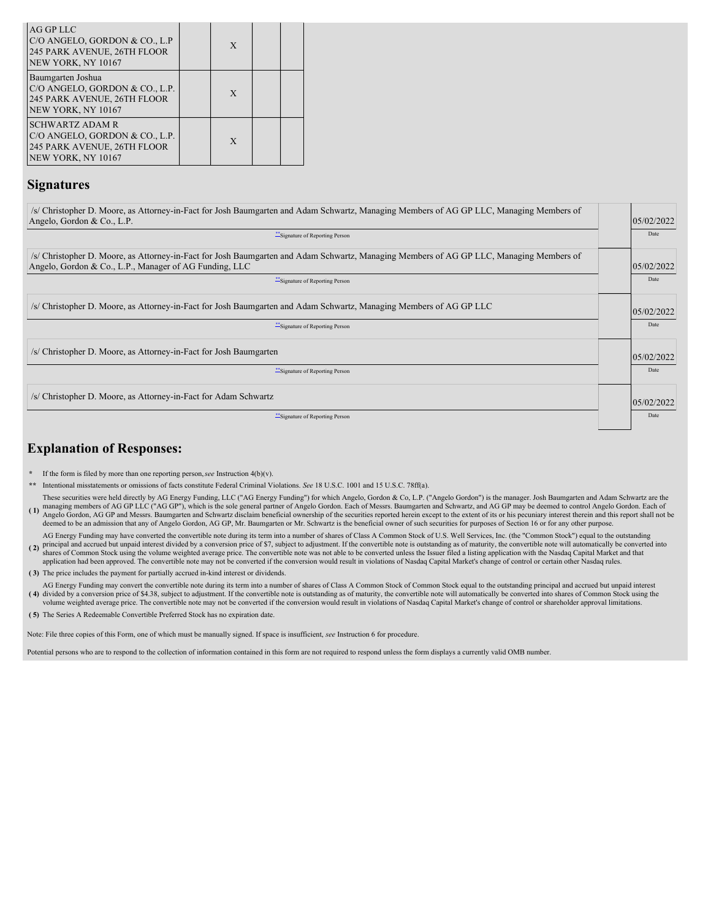| | | | | |
|---|---|---|---|---|
| AG GP LLC<br>C/O ANGELO, GORDON & CO., L.P<br>245 PARK AVENUE, 26TH FLOOR<br>NEW YORK, NY 10167 | | X | | |
| Baumgarten Joshua<br>C/O ANGELO, GORDON & CO., L.P.<br>245 PARK AVENUE, 26TH FLOOR<br>NEW YORK, NY 10167 | | X | | |
| SCHWARTZ ADAM R<br>C/O ANGELO, GORDON & CO., L.P.<br>245 PARK AVENUE, 26TH FLOOR<br>NEW YORK, NY 10167 | | X | | |

## Signatures

| | |
|---|---|
| /s/ Christopher D. Moore, as Attorney-in-Fact for Josh Baumgarten and Adam Schwartz, Managing Members of AG GP LLC, Managing Members of Angelo, Gordon & Co., L.P. | 05/02/2022 |
| **Signature of Reporting Person | Date |
| /s/ Christopher D. Moore, as Attorney-in-Fact for Josh Baumgarten and Adam Schwartz, Managing Members of AG GP LLC, Managing Members of Angelo, Gordon & Co., L.P., Manager of AG Funding, LLC | 05/02/2022 |
| **Signature of Reporting Person | Date |
| /s/ Christopher D. Moore, as Attorney-in-Fact for Josh Baumgarten and Adam Schwartz, Managing Members of AG GP LLC | 05/02/2022 |
| **Signature of Reporting Person | Date |
| /s/ Christopher D. Moore, as Attorney-in-Fact for Josh Baumgarten | 05/02/2022 |
| **Signature of Reporting Person | Date |
| /s/ Christopher D. Moore, as Attorney-in-Fact for Adam Schwartz | 05/02/2022 |
| **Signature of Reporting Person | Date |

## Explanation of Responses:

\* If the form is filed by more than one reporting person, *see* Instruction 4(b)(v).

\*\* Intentional misstatements or omissions of facts constitute Federal Criminal Violations. *See* 18 U.S.C. 1001 and 15 U.S.C. 78ff(a).

( 1) These securities were held directly by AG Energy Funding, LLC ("AG Energy Funding") for which Angelo, Gordon & Co, L.P. ("Angelo Gordon") is the manager. Josh Baumgarten and Adam Schwartz are the managing members of AG GP LLC ("AG GP"), which is the sole general partner of Angelo Gordon. Each of Messrs. Baumgarten and Schwartz, and AG GP may be deemed to control Angelo Gordon. Each of Angelo Gordon, AG GP and Messrs. Baumgarten and Schwartz disclaim beneficial ownership of the securities reported herein except to the extent of its or his pecuniary interest therein and this report shall not be deemed to be an admission that any of Angelo Gordon, AG GP, Mr. Baumgarten or Mr. Schwartz is the beneficial owner of such securities for purposes of Section 16 or for any other purpose.

( 2) AG Energy Funding may have converted the convertible note during its term into a number of shares of Class A Common Stock of U.S. Well Services, Inc. (the "Common Stock") equal to the outstanding principal and accrued but unpaid interest divided by a conversion price of $7, subject to adjustment. If the convertible note is outstanding as of maturity, the convertible note will automatically be converted into shares of Common Stock using the volume weighted average price. The convertible note was not able to be converted unless the Issuer filed a listing application with the Nasdaq Capital Market and that application had been approved. The convertible note may not be converted if the conversion would result in violations of Nasdaq Capital Market's change of control or certain other Nasdaq rules.

( 3) The price includes the payment for partially accrued in-kind interest or dividends.

( 4) AG Energy Funding may convert the convertible note during its term into a number of shares of Class A Common Stock of Common Stock equal to the outstanding principal and accrued but unpaid interest divided by a conversion price of $4.38, subject to adjustment. If the convertible note is outstanding as of maturity, the convertible note will automatically be converted into shares of Common Stock using the volume weighted average price. The convertible note may not be converted if the conversion would result in violations of Nasdaq Capital Market's change of control or shareholder approval limitations.

( 5) The Series A Redeemable Convertible Preferred Stock has no expiration date.

Note: File three copies of this Form, one of which must be manually signed. If space is insufficient, *see* Instruction 6 for procedure.

Potential persons who are to respond to the collection of information contained in this form are not required to respond unless the form displays a currently valid OMB number.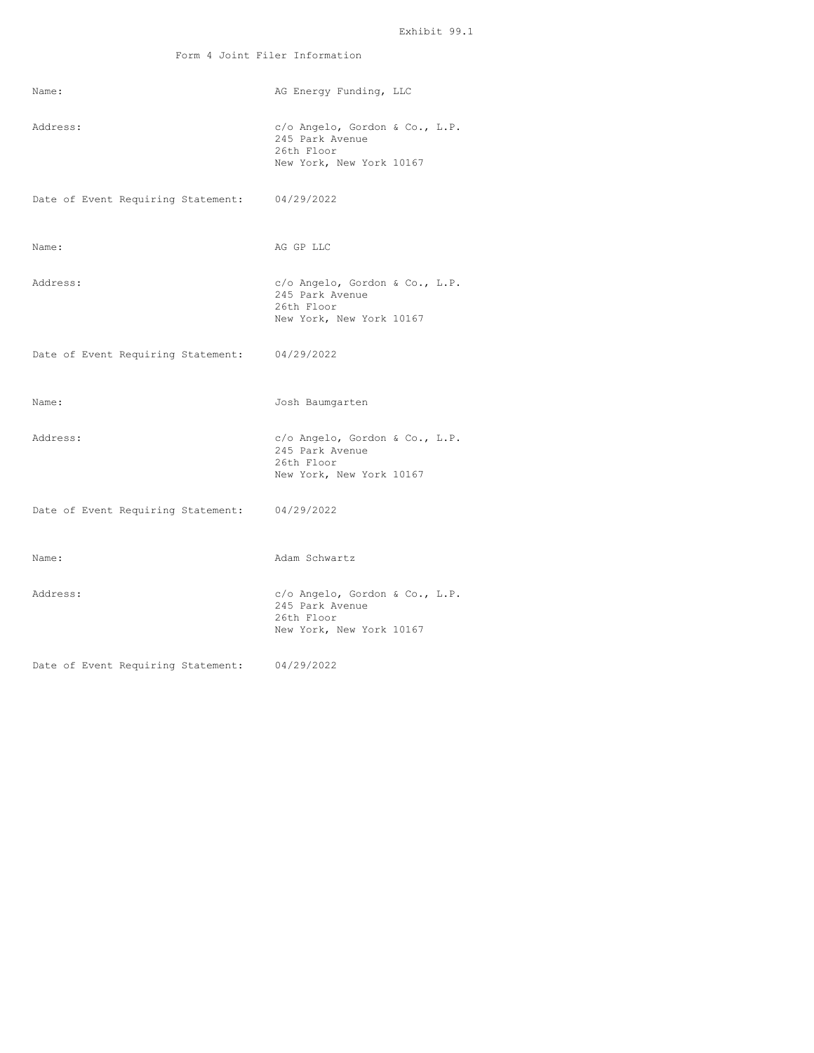Exhibit 99.1

Form 4 Joint Filer Information

Name: AG Energy Funding, LLC

Address: c/o Angelo, Gordon & Co., L.P.
245 Park Avenue
26th Floor
New York, New York 10167

Date of Event Requiring Statement: 04/29/2022

Name: AG GP LLC

Address: c/o Angelo, Gordon & Co., L.P.
245 Park Avenue
26th Floor
New York, New York 10167

Date of Event Requiring Statement: 04/29/2022

Name: Josh Baumgarten

Address: c/o Angelo, Gordon & Co., L.P.
245 Park Avenue
26th Floor
New York, New York 10167

Date of Event Requiring Statement: 04/29/2022

Name: Adam Schwartz

Address: c/o Angelo, Gordon & Co., L.P.
245 Park Avenue
26th Floor
New York, New York 10167

Date of Event Requiring Statement: 04/29/2022